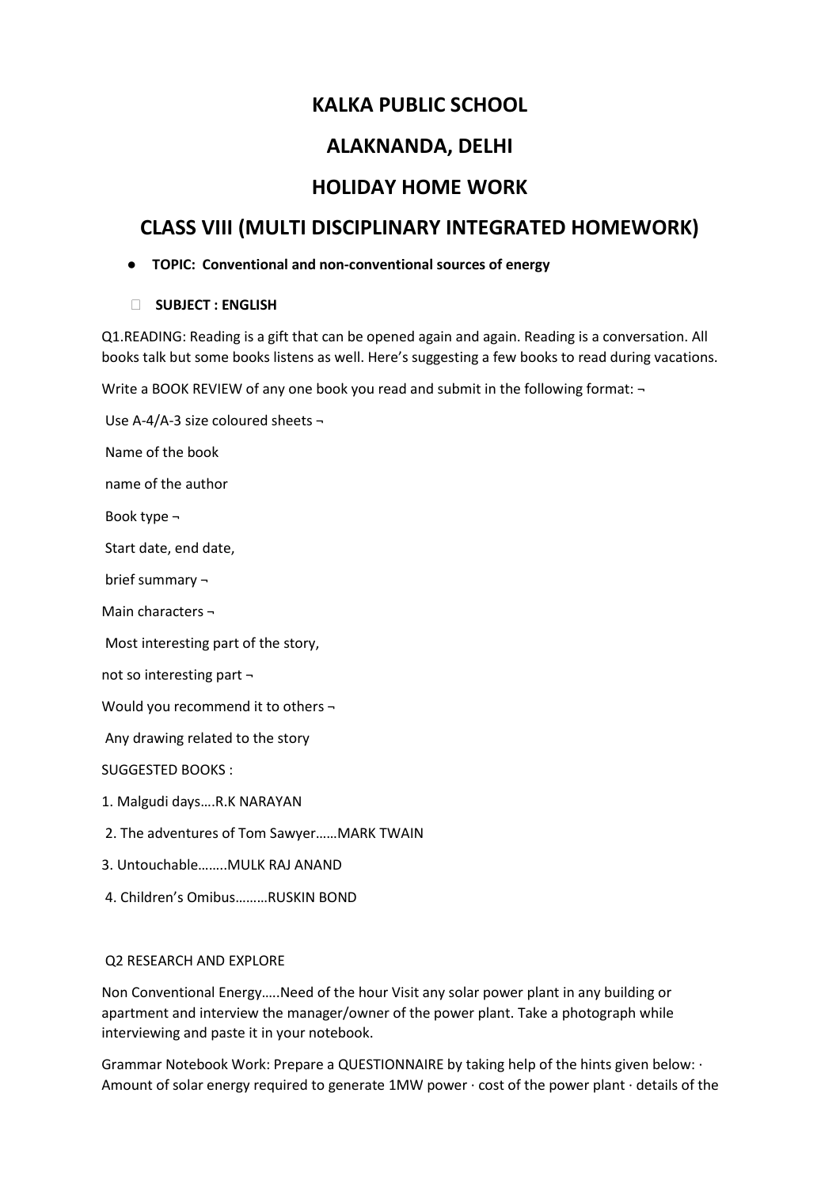# KALKA PUBLIC SCHOOL

# ALAKNANDA, DELHI

# HOLIDAY HOME WORK

## CLASS VIII (MULTI DISCIPLINARY INTEGRATED HOMEWORK)

- **TOPIC: Conventional and non-conventional sources of energy**

- **SUBJECT : ENGLISH**

Q1.READING: Reading is a gift that can be opened again and again. Reading is a conversation. All books talk but some books listens as well. Here's suggesting a few books to read during vacations.

Write a BOOK REVIEW of any one book you read and submit in the following format: ¬

Use A-4/A-3 size coloured sheets ¬

Name of the book

name of the author

Book type ¬

Start date, end date,

brief summary ¬

Main characters ¬

Most interesting part of the story,

not so interesting part ¬

Would you recommend it to others ¬

Any drawing related to the story

SUGGESTED BOOKS :

1. Malgudi days….R.K NARAYAN
2. The adventures of Tom Sawyer……MARK TWAIN
3. Untouchable……..MULK RAJ ANAND
4. Children's Omibus………RUSKIN BOND

Q2 RESEARCH AND EXPLORE

Non Conventional Energy…..Need of the hour Visit any solar power plant in any building or apartment and interview the manager/owner of the power plant. Take a photograph while interviewing and paste it in your notebook.

Grammar Notebook Work: Prepare a QUESTIONNAIRE by taking help of the hints given below: · Amount of solar energy required to generate 1MW power · cost of the power plant · details of the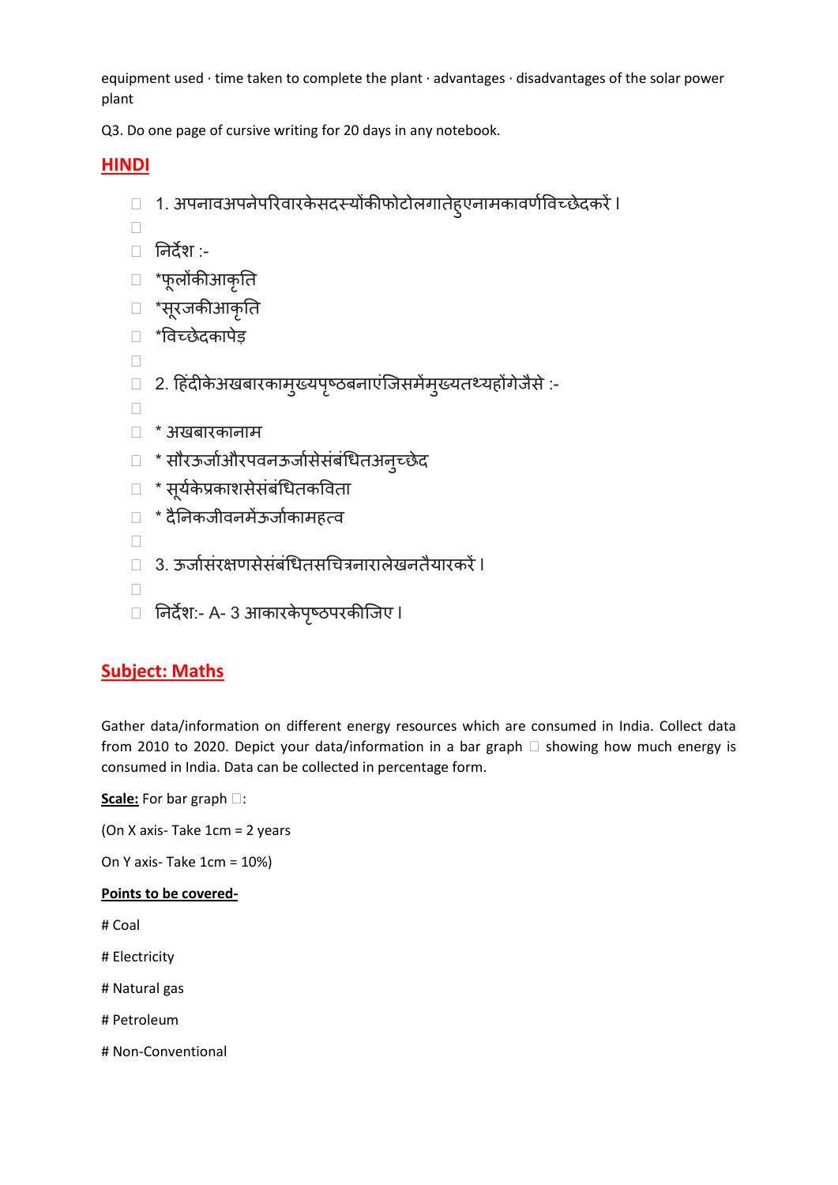equipment used · time taken to complete the plant · advantages · disadvantages of the solar power plant

Q3. Do one page of cursive writing for 20 days in any notebook.

## HINDI

- 1. अपनावअपनेपरिवारकेसदस्योंकीफोटोलगातेहुएनामकावर्णविच्छेदकरें।
- 
- निर्देश :-
- *फूलोंकीआकृति
- *सूरजकीआकृति
- *विच्छेदकापेड़
- 
- 2. हिंदीकेअखबारकामुख्यपृष्ठबनाएंजिसमेंमुख्यतथ्यहोंगेजैसे :-
- 
- * अखबारकानाम
- * सौरऊर्जाऔरपवनऊर्जासेसंबंधितअनुच्छेद
- * सूर्यकेप्रकाशसेसंबंधितकविता
- * दैनिकजीवनमेंऊर्जाकामहत्व
- 
- 3. ऊर्जासंरक्षणसेसंबंधितसचित्रनारालेखनतैयारकरें।
- 
- निर्देश:- A- 3 आकारकेपृष्ठपरकीजिए।

## Subject: Maths

Gather data/information on different energy resources which are consumed in India. Collect data from 2010 to 2020. Depict your data/information in a bar graph  showing how much energy is consumed in India. Data can be collected in percentage form.

**Scale:** For bar graph :

(On X axis- Take 1cm = 2 years

On Y axis- Take 1cm = 10%)

**Points to be covered-**

# Coal

# Electricity

# Natural gas

# Petroleum

# Non-Conventional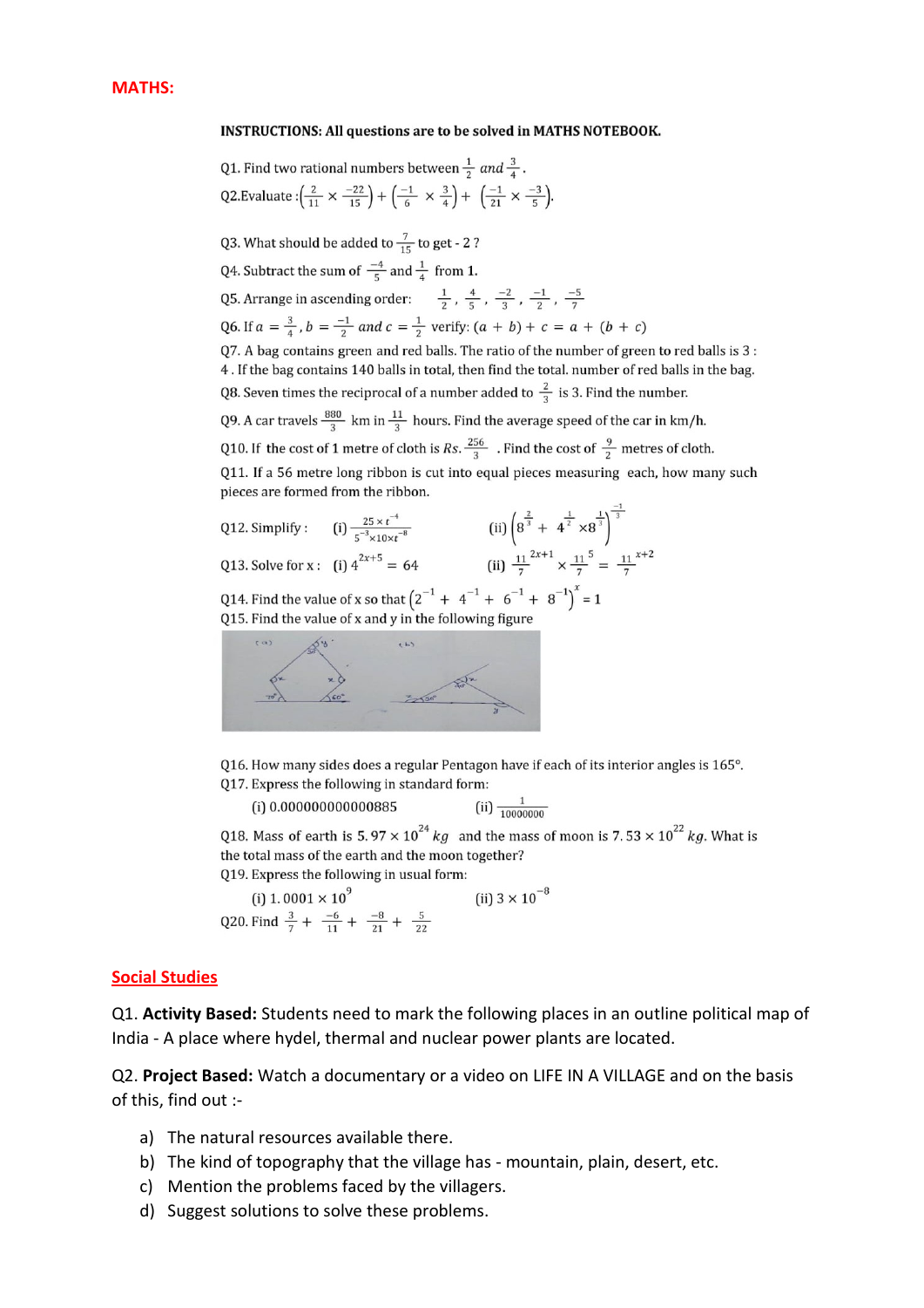## MATHS:

**INSTRUCTIONS: All questions are to be solved in MATHS NOTEBOOK.**

Q1. Find two rational numbers between $\frac{1}{2}$ and $\frac{3}{4}$.

Q2. Evaluate : $\left(\frac{2}{11} \times \frac{-22}{15}\right) + \left(\frac{-1}{6} \times \frac{3}{4}\right) + \left(\frac{-1}{21} \times \frac{-3}{5}\right)$.

Q3. What should be added to $\frac{7}{15}$ to get - 2 ?

Q4. Subtract the sum of $\frac{-4}{5}$ and $\frac{1}{4}$ from 1.

Q5. Arrange in ascending order: $\frac{1}{2}, \frac{4}{5}, \frac{-2}{3}, \frac{-1}{2}, \frac{-5}{7}$

Q6. If $a = \frac{3}{4}, b = \frac{-1}{2}$ and $c = \frac{1}{2}$ verify: $(a + b) + c = a + (b + c)$

Q7. A bag contains green and red balls. The ratio of the number of green to red balls is 3 : 4 . If the bag contains 140 balls in total, then find the total. number of red balls in the bag.

Q8. Seven times the reciprocal of a number added to $\frac{2}{3}$ is 3. Find the number.

Q9. A car travels $\frac{880}{3}$ km in $\frac{11}{3}$ hours. Find the average speed of the car in km/h.

Q10. If the cost of 1 metre of cloth is Rs. $\frac{256}{3}$ . Find the cost of $\frac{9}{2}$ metres of cloth.

Q11. If a 56 metre long ribbon is cut into equal pieces measuring each, how many such pieces are formed from the ribbon.

Q12. Simplify : (i) $\frac{25 \times t^{-4}}{5^{-3} \times 10 \times t^{-8}}$ (ii) $\left(8^{\frac{2}{3}} + 4^{\frac{1}{2}} \times 8^{\frac{1}{3}}\right)^{\frac{-1}{3}}$

Q13. Solve for x : (i) $4^{2x+5} = 64$ (ii) $\frac{11}{7}^{2x+1} \times \frac{11}{7}^{5} = \frac{11}{7}^{x+2}$

Q14. Find the value of x so that $\left(2^{-1} + 4^{-1} + 6^{-1} + 8^{-1}\right)^{x} = 1$

Q15. Find the value of x and y in the following figure

Q16. How many sides does a regular Pentagon have if each of its interior angles is 165°.

Q17. Express the following in standard form:

(i) 0.000000000000885 (ii) $\frac{1}{10000000}$

Q18. Mass of earth is $5.97 \times 10^{24}$ kg and the mass of moon is $7.53 \times 10^{22}$ kg. What is the total mass of the earth and the moon together?

Q19. Express the following in usual form:

(i) $1.0001 \times 10^{9}$ (ii) $3 \times 10^{-8}$

Q20. Find $\frac{3}{7} + \frac{-6}{11} + \frac{-8}{21} + \frac{5}{22}$

## Social Studies

Q1. **Activity Based:** Students need to mark the following places in an outline political map of India - A place where hydel, thermal and nuclear power plants are located.

Q2. **Project Based:** Watch a documentary or a video on LIFE IN A VILLAGE and on the basis of this, find out :-

a) The natural resources available there.
b) The kind of topography that the village has - mountain, plain, desert, etc.
c) Mention the problems faced by the villagers.
d) Suggest solutions to solve these problems.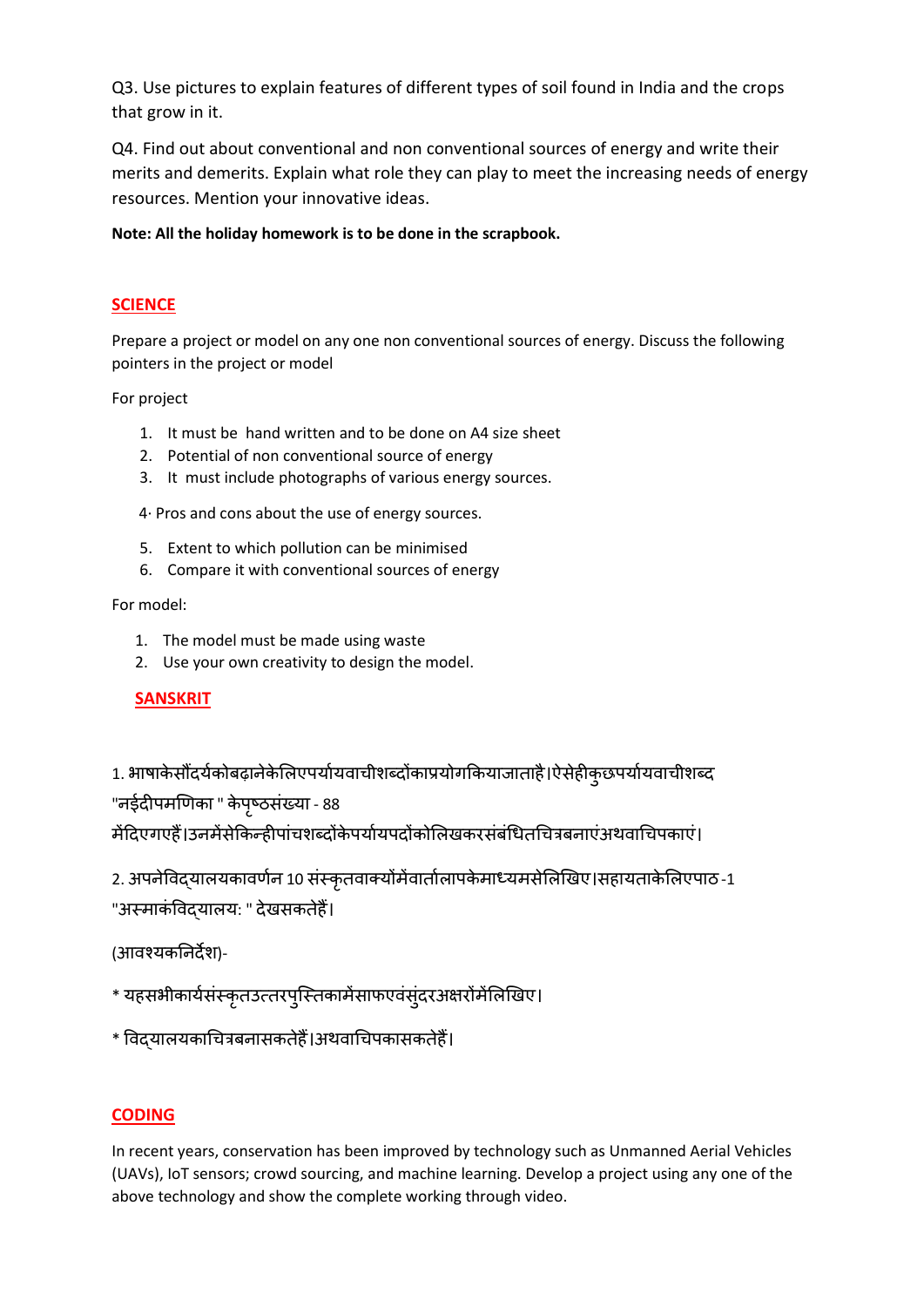Q3. Use pictures to explain features of different types of soil found in India and the crops that grow in it.

Q4. Find out about conventional and non conventional sources of energy and write their merits and demerits. Explain what role they can play to meet the increasing needs of energy resources. Mention your innovative ideas.

**Note: All the holiday homework is to be done in the scrapbook.**

## SCIENCE

Prepare a project or model on any one non conventional sources of energy. Discuss the following pointers in the project or model

For project

1. It must be hand written and to be done on A4 size sheet
2. Potential of non conventional source of energy
3. It must include photographs of various energy sources.
4. Pros and cons about the use of energy sources.
5. Extent to which pollution can be minimised
6. Compare it with conventional sources of energy

For model:

1. The model must be made using waste
2. Use your own creativity to design the model.

## SANSKRIT

1. भाषाकेसौंदर्यकोबढ़ानेकेलिएपर्यायवाचीशब्दोंकाप्रयोगकियाजाताहै।ऐसेहीकुछपर्यायवाचीशब्द "नईदीपमणिका " केपृष्ठसंख्या - 88 मेंदिएगएहैं।उनमेंसेकिन्हीपांचशब्दोंकेपर्यायपदोंकोलिखकरसंबंधितचित्रबनाएंअथवाचिपकाएं।

2. अपनेविद्यालयकावर्णन 10 संस्कृतवाक्योंमेंवार्तालापकेमाध्यमसेलिखिए।सहायताकेलिएपाठ -1 "अस्माकंविद्यालय: " देखसकतेहैं।

(आवश्यकनिर्देश)-

* यहसभीकार्यसंस्कृतउत्तरपुस्तिकामेंसाफएवंसुंदरअक्षरोंमेंलिखिए।

* विद्यालयकाचित्रबनासकतेहैं।अथवाचिपकासकतेहैं।

## CODING

In recent years, conservation has been improved by technology such as Unmanned Aerial Vehicles (UAVs), IoT sensors; crowd sourcing, and machine learning. Develop a project using any one of the above technology and show the complete working through video.